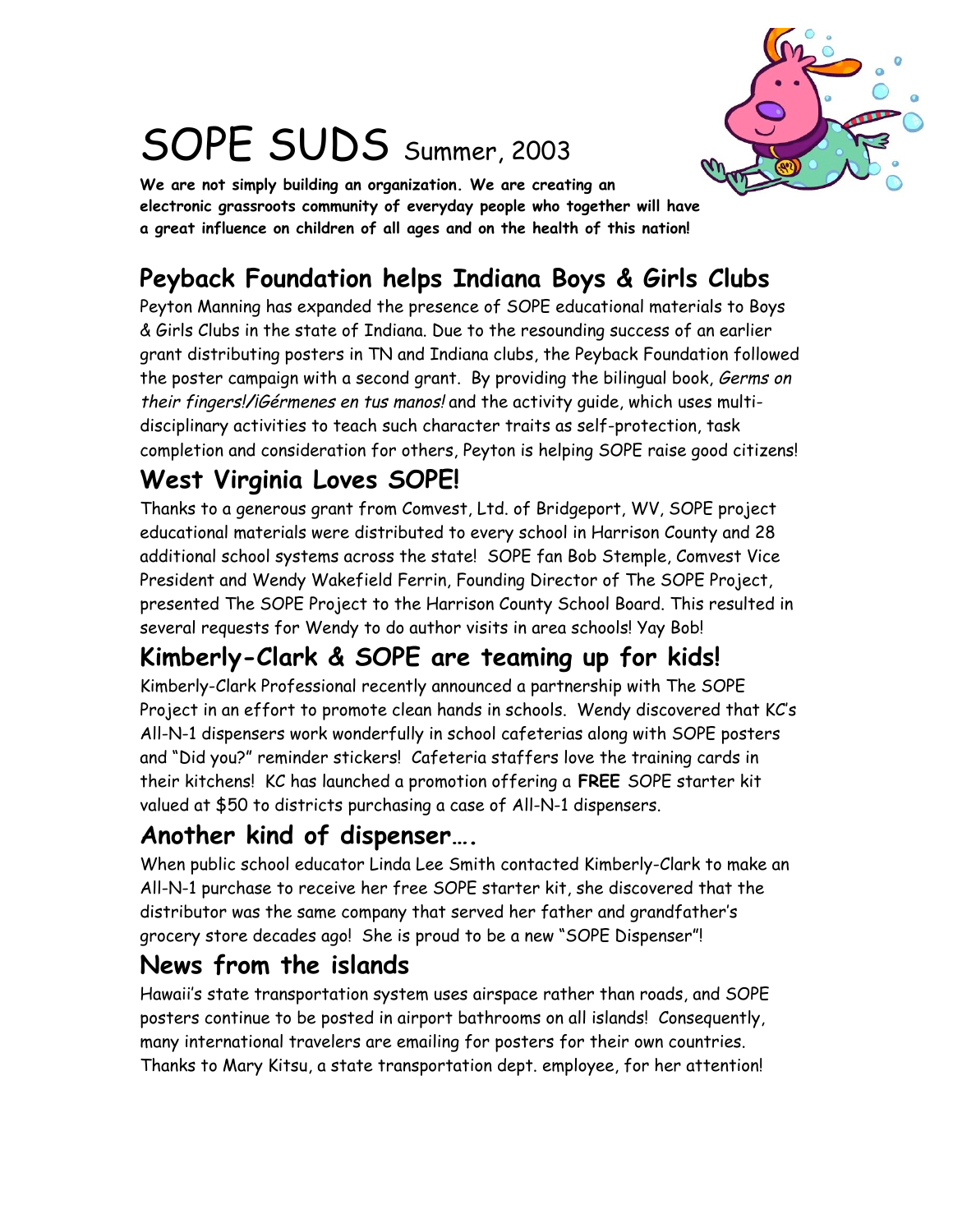# SOPE SUDS Summer, 2003

**We are not simply building an organization. We are creating an electronic grassroots community of everyday people who together will have a great influence on children of all ages and on the health of this nation!**

## Peyback Foundation helps Indiana Boys & Girls Clubs

Peyton Manning has expanded the presence of SOPE educational materials to Boys & Girls Clubs in the state of Indiana. Due to the resounding success of an earlier grant distributing posters in TN and Indiana clubs, the Peyback Foundation followed the poster campaign with a second grant. By providing the bilingual book, *Germs on their fingers!/¡Gérmenes en tus manos!* and the activity guide, which uses multi-disciplinary activities to teach such character traits as self-protection, task completion and consideration for others, Peyton is helping SOPE raise good citizens!

## West Virginia Loves SOPE!

Thanks to a generous grant from Comvest, Ltd. of Bridgeport, WV, SOPE project educational materials were distributed to every school in Harrison County and 28 additional school systems across the state! SOPE fan Bob Stemple, Comvest Vice President and Wendy Wakefield Ferrin, Founding Director of The SOPE Project, presented The SOPE Project to the Harrison County School Board. This resulted in several requests for Wendy to do author visits in area schools! Yay Bob!

## Kimberly-Clark & SOPE are teaming up for kids!

Kimberly-Clark Professional recently announced a partnership with The SOPE Project in an effort to promote clean hands in schools. Wendy discovered that KC's All-N-1 dispensers work wonderfully in school cafeterias along with SOPE posters and "Did you?" reminder stickers! Cafeteria staffers love the training cards in their kitchens! KC has launched a promotion offering a **FREE** SOPE starter kit valued at $50 to districts purchasing a case of All-N-1 dispensers.

## Another kind of dispenser….

When public school educator Linda Lee Smith contacted Kimberly-Clark to make an All-N-1 purchase to receive her free SOPE starter kit, she discovered that the distributor was the same company that served her father and grandfather's grocery store decades ago! She is proud to be a new "SOPE Dispenser"!

## News from the islands

Hawaii's state transportation system uses airspace rather than roads, and SOPE posters continue to be posted in airport bathrooms on all islands! Consequently, many international travelers are emailing for posters for their own countries. Thanks to Mary Kitsu, a state transportation dept. employee, for her attention!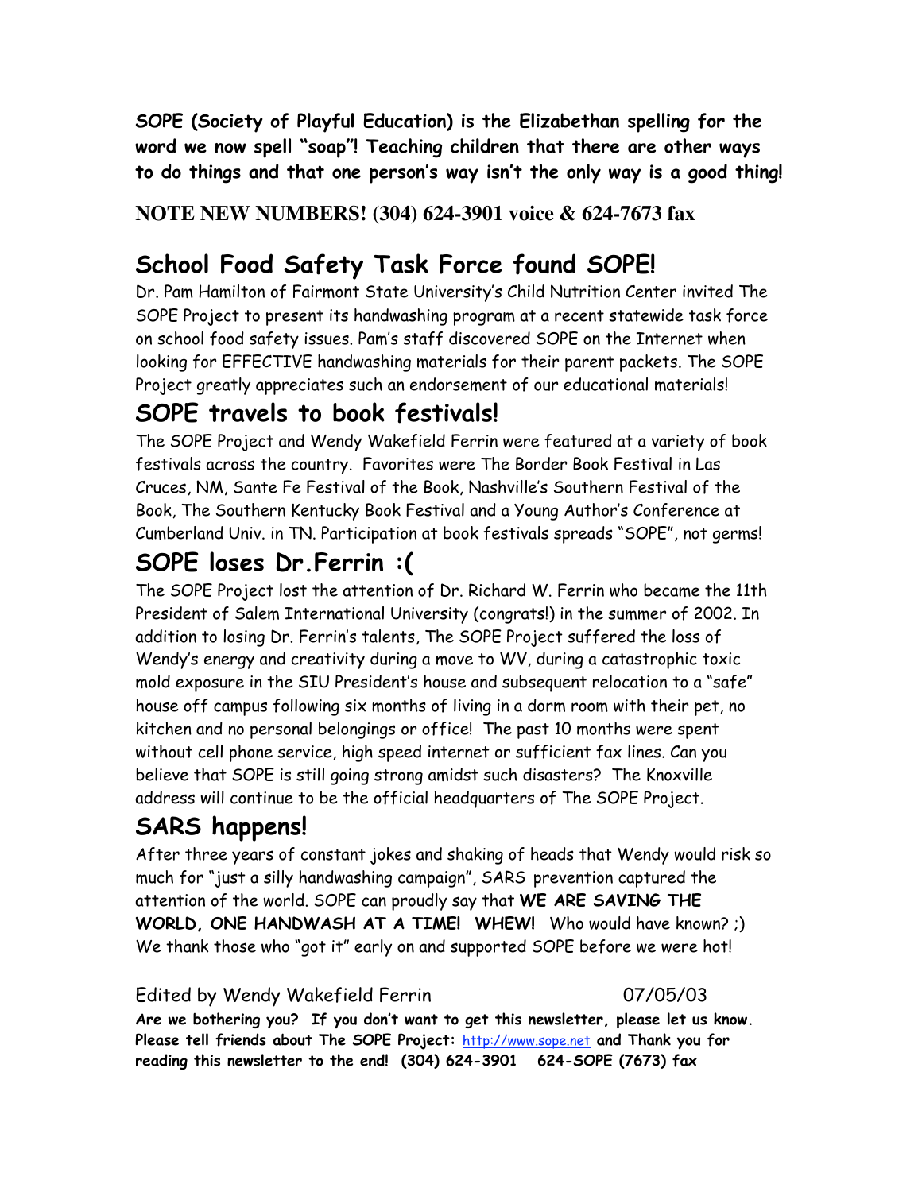**SOPE (Society of Playful Education) is the Elizabethan spelling for the word we now spell "soap"! Teaching children that there are other ways to do things and that one person's way isn't the only way is a good thing!**

**NOTE NEW NUMBERS! (304) 624-3901 voice & 624-7673 fax**

## School Food Safety Task Force found SOPE!

Dr. Pam Hamilton of Fairmont State University's Child Nutrition Center invited The SOPE Project to present its handwashing program at a recent statewide task force on school food safety issues. Pam's staff discovered SOPE on the Internet when looking for EFFECTIVE handwashing materials for their parent packets. The SOPE Project greatly appreciates such an endorsement of our educational materials!

## SOPE travels to book festivals!

The SOPE Project and Wendy Wakefield Ferrin were featured at a variety of book festivals across the country. Favorites were The Border Book Festival in Las Cruces, NM, Sante Fe Festival of the Book, Nashville's Southern Festival of the Book, The Southern Kentucky Book Festival and a Young Author's Conference at Cumberland Univ. in TN. Participation at book festivals spreads "SOPE", not germs!

## SOPE loses Dr.Ferrin :(

The SOPE Project lost the attention of Dr. Richard W. Ferrin who became the 11th President of Salem International University (congrats!) in the summer of 2002. In addition to losing Dr. Ferrin's talents, The SOPE Project suffered the loss of Wendy's energy and creativity during a move to WV, during a catastrophic toxic mold exposure in the SIU President's house and subsequent relocation to a "safe" house off campus following six months of living in a dorm room with their pet, no kitchen and no personal belongings or office! The past 10 months were spent without cell phone service, high speed internet or sufficient fax lines. Can you believe that SOPE is still going strong amidst such disasters? The Knoxville address will continue to be the official headquarters of The SOPE Project.

## SARS happens!

After three years of constant jokes and shaking of heads that Wendy would risk so much for "just a silly handwashing campaign", SARS prevention captured the attention of the world. SOPE can proudly say that **WE ARE SAVING THE WORLD, ONE HANDWASH AT A TIME! WHEW!** Who would have known? ;) We thank those who "got it" early on and supported SOPE before we were hot!

Edited by Wendy Wakefield Ferrin 07/05/03

**Are we bothering you? If you don't want to get this newsletter, please let us know. Please tell friends about The SOPE Project:** http://www.sope.net **and Thank you for reading this newsletter to the end! (304) 624-3901 624-SOPE (7673) fax**